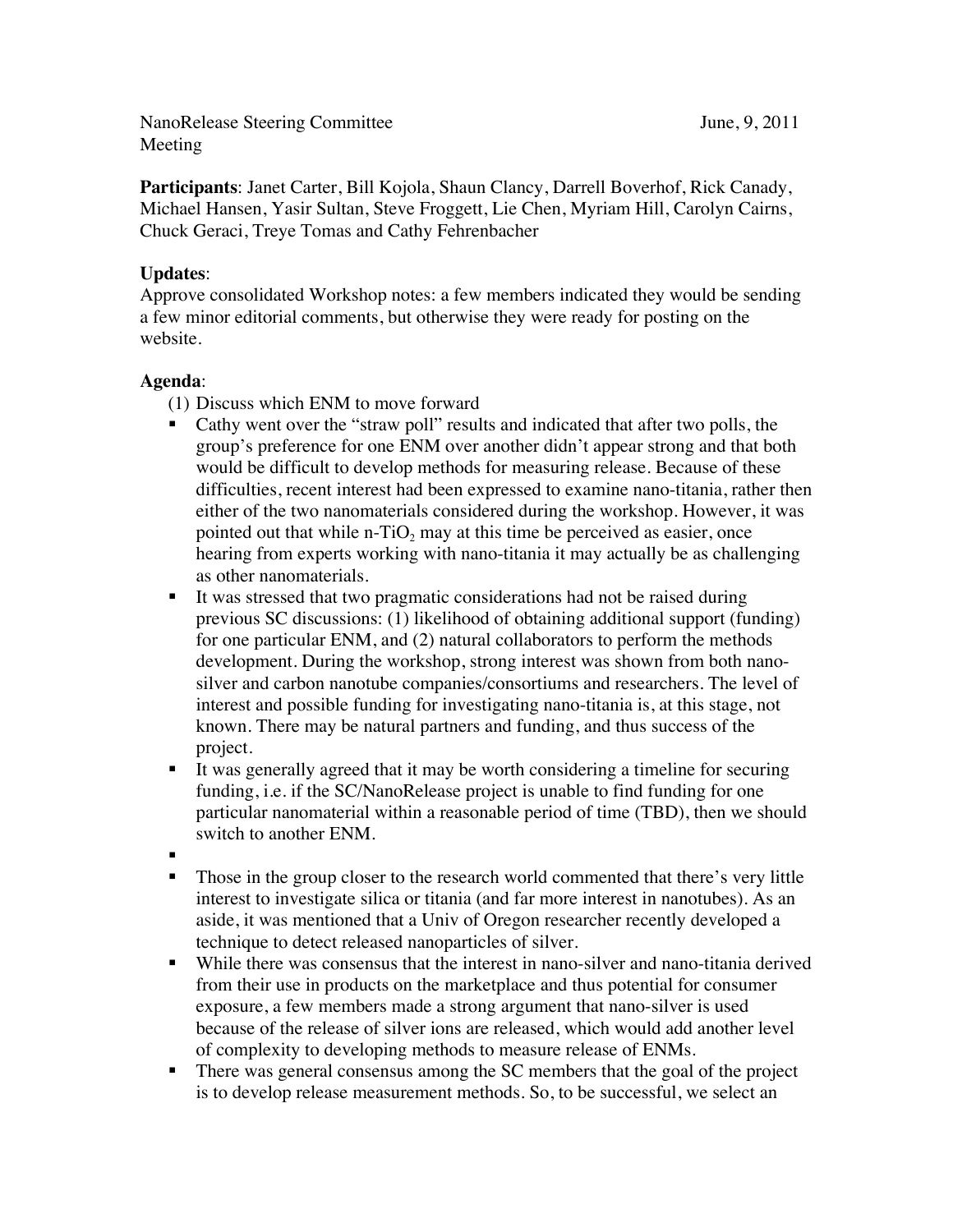NanoRelease Steering Committee Meeting June, 9, 2011

**Participants**: Janet Carter, Bill Kojola, Shaun Clancy, Darrell Boverhof, Rick Canady, Michael Hansen, Yasir Sultan, Steve Froggett, Lie Chen, Myriam Hill, Carolyn Cairns, Chuck Geraci, Treye Tomas and Cathy Fehrenbacher

**Updates**:
Approve consolidated Workshop notes: a few members indicated they would be sending a few minor editorial comments, but otherwise they were ready for posting on the website.

**Agenda**:

(1) Discuss which ENM to move forward

- Cathy went over the "straw poll" results and indicated that after two polls, the group's preference for one ENM over another didn't appear strong and that both would be difficult to develop methods for measuring release. Because of these difficulties, recent interest had been expressed to examine nano-titania, rather then either of the two nanomaterials considered during the workshop. However, it was pointed out that while n-$TiO_2$ may at this time be perceived as easier, once hearing from experts working with nano-titania it may actually be as challenging as other nanomaterials.
- It was stressed that two pragmatic considerations had not be raised during previous SC discussions: (1) likelihood of obtaining additional support (funding) for one particular ENM, and (2) natural collaborators to perform the methods development. During the workshop, strong interest was shown from both nano-silver and carbon nanotube companies/consortiums and researchers. The level of interest and possible funding for investigating nano-titania is, at this stage, not known. There may be natural partners and funding, and thus success of the project.
- It was generally agreed that it may be worth considering a timeline for securing funding, i.e. if the SC/NanoRelease project is unable to find funding for one particular nanomaterial within a reasonable period of time (TBD), then we should switch to another ENM.
- 
- Those in the group closer to the research world commented that there's very little interest to investigate silica or titania (and far more interest in nanotubes). As an aside, it was mentioned that a Univ of Oregon researcher recently developed a technique to detect released nanoparticles of silver.
- While there was consensus that the interest in nano-silver and nano-titania derived from their use in products on the marketplace and thus potential for consumer exposure, a few members made a strong argument that nano-silver is used because of the release of silver ions are released, which would add another level of complexity to developing methods to measure release of ENMs.
- There was general consensus among the SC members that the goal of the project is to develop release measurement methods. So, to be successful, we select an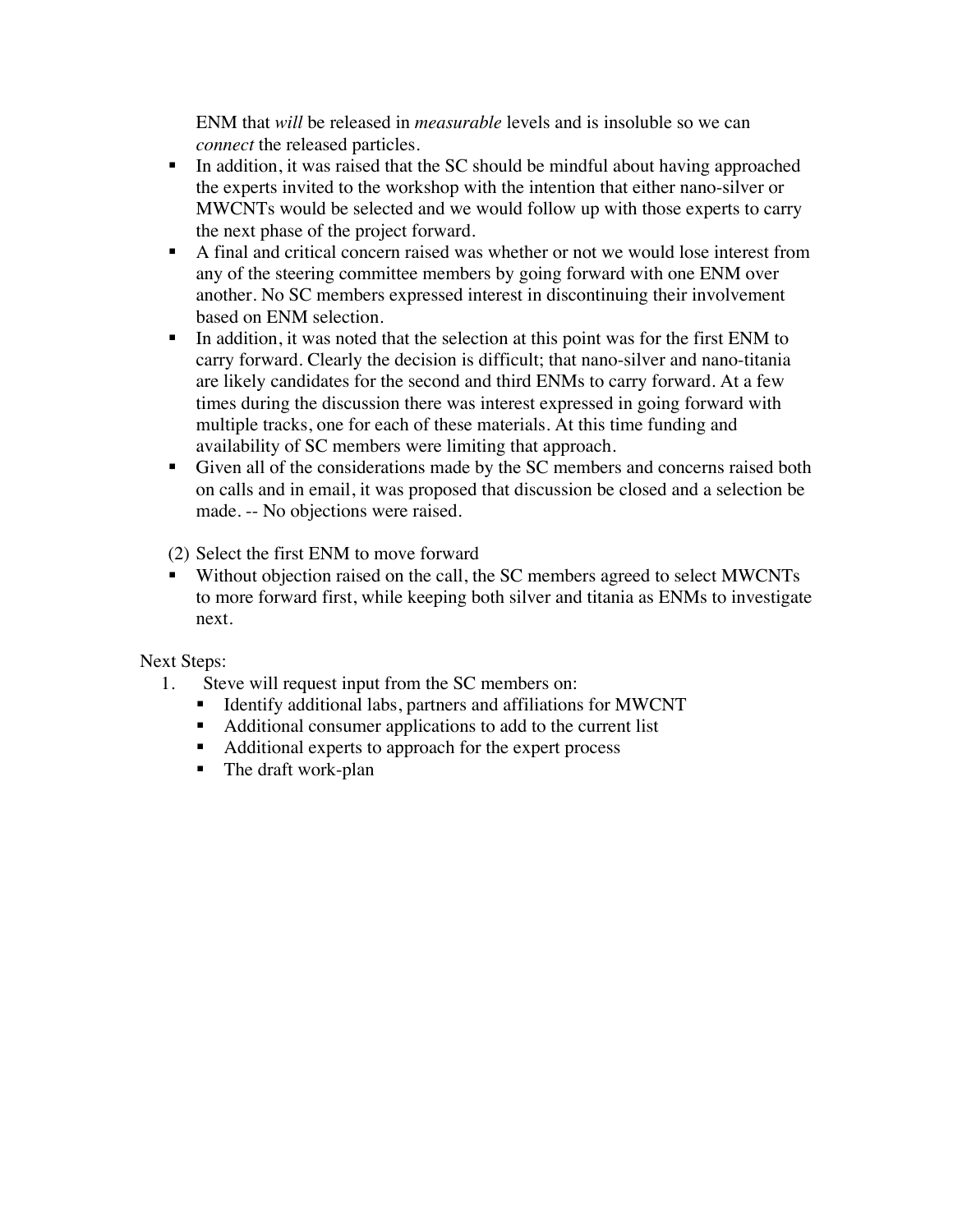ENM that *will* be released in *measurable* levels and is insoluble so we can *connect* the released particles.

- In addition, it was raised that the SC should be mindful about having approached the experts invited to the workshop with the intention that either nano-silver or MWCNTs would be selected and we would follow up with those experts to carry the next phase of the project forward.
- A final and critical concern raised was whether or not we would lose interest from any of the steering committee members by going forward with one ENM over another. No SC members expressed interest in discontinuing their involvement based on ENM selection.
- In addition, it was noted that the selection at this point was for the first ENM to carry forward. Clearly the decision is difficult; that nano-silver and nano-titania are likely candidates for the second and third ENMs to carry forward. At a few times during the discussion there was interest expressed in going forward with multiple tracks, one for each of these materials. At this time funding and availability of SC members were limiting that approach.
- Given all of the considerations made by the SC members and concerns raised both on calls and in email, it was proposed that discussion be closed and a selection be made. -- No objections were raised.

(2) Select the first ENM to move forward

- Without objection raised on the call, the SC members agreed to select MWCNTs to more forward first, while keeping both silver and titania as ENMs to investigate next.

Next Steps:

1. Steve will request input from the SC members on:
   - Identify additional labs, partners and affiliations for MWCNT
   - Additional consumer applications to add to the current list
   - Additional experts to approach for the expert process
   - The draft work-plan